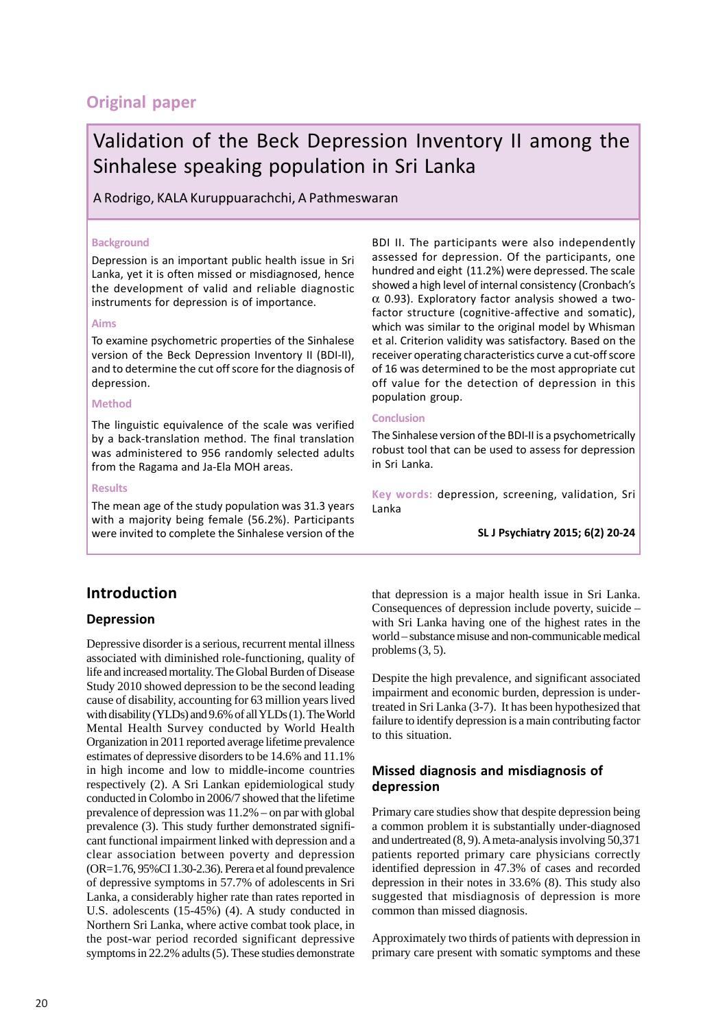Original paper

# Validation of the Beck Depression Inventory II among the Sinhalese speaking population in Sri Lanka

A Rodrigo, KALA Kuruppuarachchi, A Pathmeswaran

**Background**

Depression is an important public health issue in Sri Lanka, yet it is often missed or misdiagnosed, hence the development of valid and reliable diagnostic instruments for depression is of importance.

**Aims**

To examine psychometric properties of the Sinhalese version of the Beck Depression Inventory II (BDI-II), and to determine the cut off score for the diagnosis of depression.

**Method**

The linguistic equivalence of the scale was verified by a back-translation method. The final translation was administered to 956 randomly selected adults from the Ragama and Ja-Ela MOH areas.

**Results**

The mean age of the study population was 31.3 years with a majority being female (56.2%). Participants were invited to complete the Sinhalese version of the BDI II. The participants were also independently assessed for depression. Of the participants, one hundred and eight (11.2%) were depressed. The scale showed a high level of internal consistency (Cronbach's $\alpha$ 0.93). Exploratory factor analysis showed a two-factor structure (cognitive-affective and somatic), which was similar to the original model by Whisman et al. Criterion validity was satisfactory. Based on the receiver operating characteristics curve a cut-off score of 16 was determined to be the most appropriate cut off value for the detection of depression in this population group.

**Conclusion**

The Sinhalese version of the BDI-II is a psychometrically robust tool that can be used to assess for depression in Sri Lanka.

**Key words:** depression, screening, validation, Sri Lanka

SL J Psychiatry 2015; 6(2) 20-24

## Introduction

### Depression

Depressive disorder is a serious, recurrent mental illness associated with diminished role-functioning, quality of life and increased mortality. The Global Burden of Disease Study 2010 showed depression to be the second leading cause of disability, accounting for 63 million years lived with disability (YLDs) and 9.6% of all YLDs (1). The World Mental Health Survey conducted by World Health Organization in 2011 reported average lifetime prevalence estimates of depressive disorders to be 14.6% and 11.1% in high income and low to middle-income countries respectively (2). A Sri Lankan epidemiological study conducted in Colombo in 2006/7 showed that the lifetime prevalence of depression was 11.2% – on par with global prevalence (3). This study further demonstrated significant functional impairment linked with depression and a clear association between poverty and depression (OR=1.76, 95%CI 1.30-2.36). Perera et al found prevalence of depressive symptoms in 57.7% of adolescents in Sri Lanka, a considerably higher rate than rates reported in U.S. adolescents (15-45%) (4). A study conducted in Northern Sri Lanka, where active combat took place, in the post-war period recorded significant depressive symptoms in 22.2% adults (5). These studies demonstrate that depression is a major health issue in Sri Lanka. Consequences of depression include poverty, suicide – with Sri Lanka having one of the highest rates in the world – substance misuse and non-communicable medical problems (3, 5).

Despite the high prevalence, and significant associated impairment and economic burden, depression is undertreated in Sri Lanka (3-7). It has been hypothesized that failure to identify depression is a main contributing factor to this situation.

### Missed diagnosis and misdiagnosis of depression

Primary care studies show that despite depression being a common problem it is substantially under-diagnosed and undertreated (8, 9). A meta-analysis involving 50,371 patients reported primary care physicians correctly identified depression in 47.3% of cases and recorded depression in their notes in 33.6% (8). This study also suggested that misdiagnosis of depression is more common than missed diagnosis.

Approximately two thirds of patients with depression in primary care present with somatic symptoms and these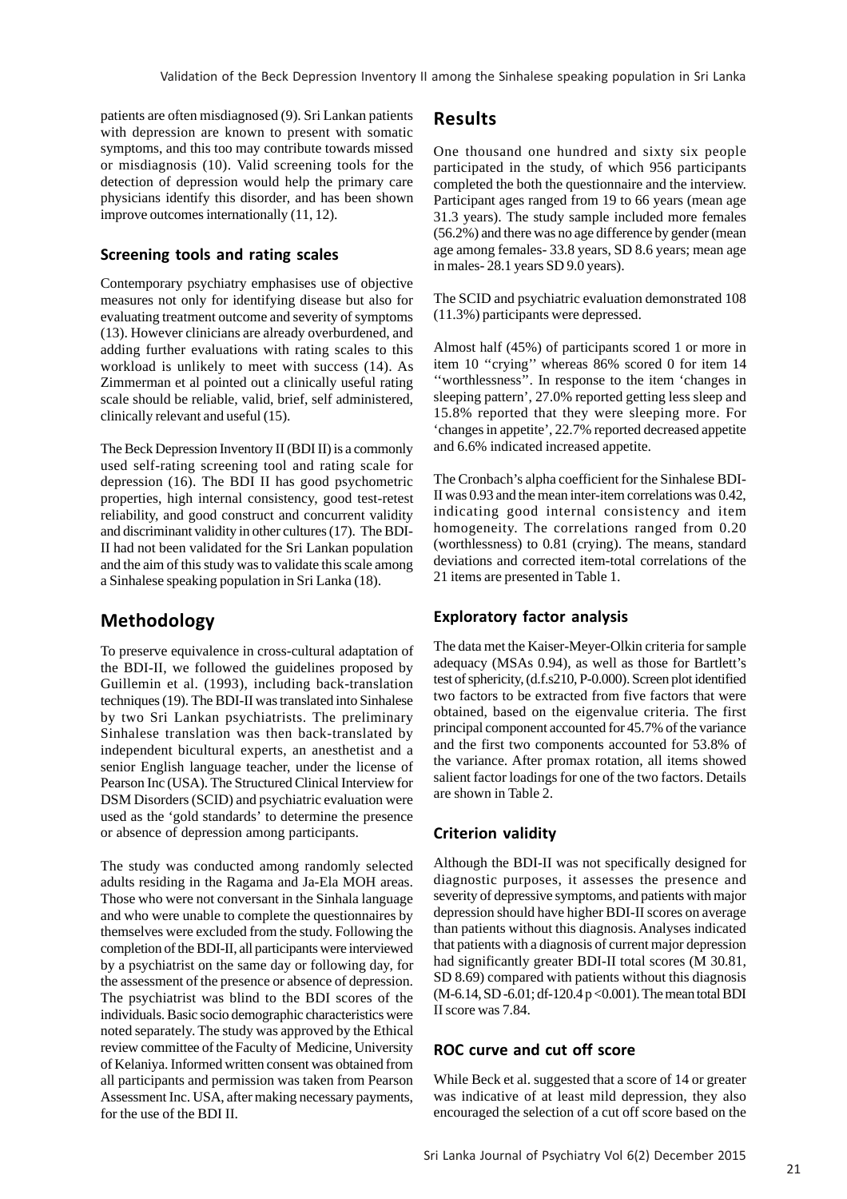patients are often misdiagnosed (9). Sri Lankan patients with depression are known to present with somatic symptoms, and this too may contribute towards missed or misdiagnosis (10). Valid screening tools for the detection of depression would help the primary care physicians identify this disorder, and has been shown improve outcomes internationally (11, 12).

### Screening tools and rating scales

Contemporary psychiatry emphasises use of objective measures not only for identifying disease but also for evaluating treatment outcome and severity of symptoms (13). However clinicians are already overburdened, and adding further evaluations with rating scales to this workload is unlikely to meet with success (14). As Zimmerman et al pointed out a clinically useful rating scale should be reliable, valid, brief, self administered, clinically relevant and useful (15).

The Beck Depression Inventory II (BDI II) is a commonly used self-rating screening tool and rating scale for depression (16). The BDI II has good psychometric properties, high internal consistency, good test-retest reliability, and good construct and concurrent validity and discriminant validity in other cultures (17). The BDI-II had not been validated for the Sri Lankan population and the aim of this study was to validate this scale among a Sinhalese speaking population in Sri Lanka (18).

## Methodology

To preserve equivalence in cross-cultural adaptation of the BDI-II, we followed the guidelines proposed by Guillemin et al. (1993), including back-translation techniques (19). The BDI-II was translated into Sinhalese by two Sri Lankan psychiatrists. The preliminary Sinhalese translation was then back-translated by independent bicultural experts, an anesthetist and a senior English language teacher, under the license of Pearson Inc (USA). The Structured Clinical Interview for DSM Disorders (SCID) and psychiatric evaluation were used as the 'gold standards' to determine the presence or absence of depression among participants.

The study was conducted among randomly selected adults residing in the Ragama and Ja-Ela MOH areas. Those who were not conversant in the Sinhala language and who were unable to complete the questionnaires by themselves were excluded from the study. Following the completion of the BDI-II, all participants were interviewed by a psychiatrist on the same day or following day, for the assessment of the presence or absence of depression. The psychiatrist was blind to the BDI scores of the individuals. Basic socio demographic characteristics were noted separately. The study was approved by the Ethical review committee of the Faculty of Medicine, University of Kelaniya. Informed written consent was obtained from all participants and permission was taken from Pearson Assessment Inc. USA, after making necessary payments, for the use of the BDI II.

## Results

One thousand one hundred and sixty six people participated in the study, of which 956 participants completed the both the questionnaire and the interview. Participant ages ranged from 19 to 66 years (mean age 31.3 years). The study sample included more females (56.2%) and there was no age difference by gender (mean age among females- 33.8 years, SD 8.6 years; mean age in males- 28.1 years SD 9.0 years).

The SCID and psychiatric evaluation demonstrated 108 (11.3%) participants were depressed.

Almost half (45%) of participants scored 1 or more in item 10 ''crying'' whereas 86% scored 0 for item 14 ''worthlessness''. In response to the item 'changes in sleeping pattern', 27.0% reported getting less sleep and 15.8% reported that they were sleeping more. For 'changes in appetite', 22.7% reported decreased appetite and 6.6% indicated increased appetite.

The Cronbach's alpha coefficient for the Sinhalese BDI-II was 0.93 and the mean inter-item correlations was 0.42, indicating good internal consistency and item homogeneity. The correlations ranged from 0.20 (worthlessness) to 0.81 (crying). The means, standard deviations and corrected item-total correlations of the 21 items are presented in Table 1.

### Exploratory factor analysis

The data met the Kaiser-Meyer-Olkin criteria for sample adequacy (MSAs 0.94), as well as those for Bartlett's test of sphericity, (d.f.s210, P-0.000). Screen plot identified two factors to be extracted from five factors that were obtained, based on the eigenvalue criteria. The first principal component accounted for 45.7% of the variance and the first two components accounted for 53.8% of the variance. After promax rotation, all items showed salient factor loadings for one of the two factors. Details are shown in Table 2.

### Criterion validity

Although the BDI-II was not specifically designed for diagnostic purposes, it assesses the presence and severity of depressive symptoms, and patients with major depression should have higher BDI-II scores on average than patients without this diagnosis. Analyses indicated that patients with a diagnosis of current major depression had significantly greater BDI-II total scores (M 30.81, SD 8.69) compared with patients without this diagnosis (M-6.14, SD -6.01; df-120.4 $p < 0.001$). The mean total BDI II score was 7.84.

### ROC curve and cut off score

While Beck et al. suggested that a score of 14 or greater was indicative of at least mild depression, they also encouraged the selection of a cut off score based on the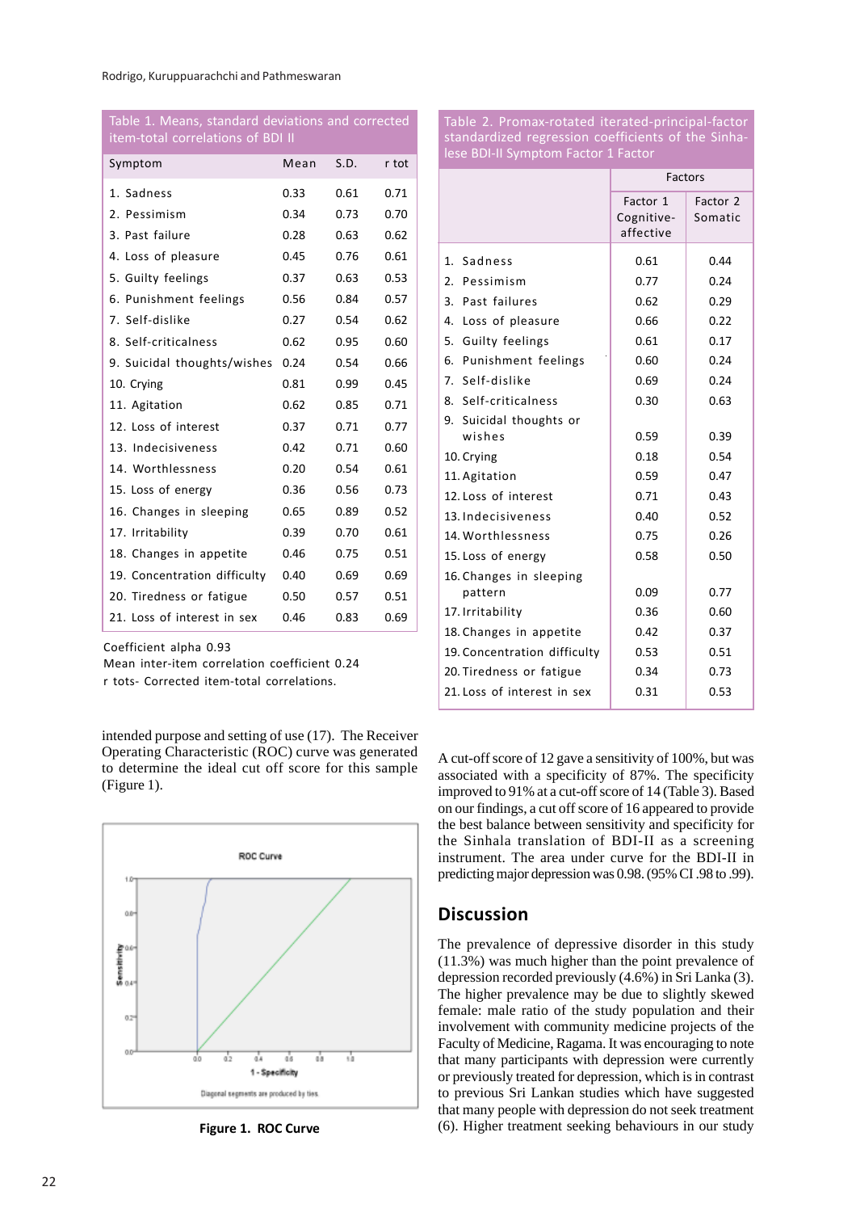Table 1. Means, standard deviations and corrected item-total correlations of BDI II

| Symptom | Mean | S.D. | r tot |
|---|---|---|---|
| 1. Sadness | 0.33 | 0.61 | 0.71 |
| 2. Pessimism | 0.34 | 0.73 | 0.70 |
| 3. Past failure | 0.28 | 0.63 | 0.62 |
| 4. Loss of pleasure | 0.45 | 0.76 | 0.61 |
| 5. Guilty feelings | 0.37 | 0.63 | 0.53 |
| 6. Punishment feelings | 0.56 | 0.84 | 0.57 |
| 7. Self-dislike | 0.27 | 0.54 | 0.62 |
| 8. Self-criticalness | 0.62 | 0.95 | 0.60 |
| 9. Suicidal thoughts/wishes | 0.24 | 0.54 | 0.66 |
| 10. Crying | 0.81 | 0.99 | 0.45 |
| 11. Agitation | 0.62 | 0.85 | 0.71 |
| 12. Loss of interest | 0.37 | 0.71 | 0.77 |
| 13. Indecisiveness | 0.42 | 0.71 | 0.60 |
| 14. Worthlessness | 0.20 | 0.54 | 0.61 |
| 15. Loss of energy | 0.36 | 0.56 | 0.73 |
| 16. Changes in sleeping | 0.65 | 0.89 | 0.52 |
| 17. Irritability | 0.39 | 0.70 | 0.61 |
| 18. Changes in appetite | 0.46 | 0.75 | 0.51 |
| 19. Concentration difficulty | 0.40 | 0.69 | 0.69 |
| 20. Tiredness or fatigue | 0.50 | 0.57 | 0.51 |
| 21. Loss of interest in sex | 0.46 | 0.83 | 0.69 |

Coefficient alpha 0.93
Mean inter-item correlation coefficient 0.24
r tots- Corrected item-total correlations.

Table 2. Promax-rotated iterated-principal-factor standardized regression coefficients of the Sinhalese BDI-II Symptom Factor 1 Factor

| | Factors | |
|---|---|---|
| | Factor 1 Cognitive-affective | Factor 2 Somatic |
| 1. Sadness | 0.61 | 0.44 |
| 2. Pessimism | 0.77 | 0.24 |
| 3. Past failures | 0.62 | 0.29 |
| 4. Loss of pleasure | 0.66 | 0.22 |
| 5. Guilty feelings | 0.61 | 0.17 |
| 6. Punishment feelings | 0.60 | 0.24 |
| 7. Self-dislike | 0.69 | 0.24 |
| 8. Self-criticalness | 0.30 | 0.63 |
| 9. Suicidal thoughts or wishes | 0.59 | 0.39 |
| 10. Crying | 0.18 | 0.54 |
| 11. Agitation | 0.59 | 0.47 |
| 12. Loss of interest | 0.71 | 0.43 |
| 13. Indecisiveness | 0.40 | 0.52 |
| 14. Worthlessness | 0.75 | 0.26 |
| 15. Loss of energy | 0.58 | 0.50 |
| 16. Changes in sleeping pattern | 0.09 | 0.77 |
| 17. Irritability | 0.36 | 0.60 |
| 18. Changes in appetite | 0.42 | 0.37 |
| 19. Concentration difficulty | 0.53 | 0.51 |
| 20. Tiredness or fatigue | 0.34 | 0.73 |
| 21. Loss of interest in sex | 0.31 | 0.53 |

intended purpose and setting of use (17). The Receiver Operating Characteristic (ROC) curve was generated to determine the ideal cut off score for this sample (Figure 1).

**Figure 1. ROC Curve**

A cut-off score of 12 gave a sensitivity of 100%, but was associated with a specificity of 87%. The specificity improved to 91% at a cut-off score of 14 (Table 3). Based on our findings, a cut off score of 16 appeared to provide the best balance between sensitivity and specificity for the Sinhala translation of BDI-II as a screening instrument. The area under curve for the BDI-II in predicting major depression was 0.98. (95% CI .98 to .99).

## Discussion

The prevalence of depressive disorder in this study (11.3%) was much higher than the point prevalence of depression recorded previously (4.6%) in Sri Lanka (3). The higher prevalence may be due to slightly skewed female: male ratio of the study population and their involvement with community medicine projects of the Faculty of Medicine, Ragama. It was encouraging to note that many participants with depression were currently or previously treated for depression, which is in contrast to previous Sri Lankan studies which have suggested that many people with depression do not seek treatment (6). Higher treatment seeking behaviours in our study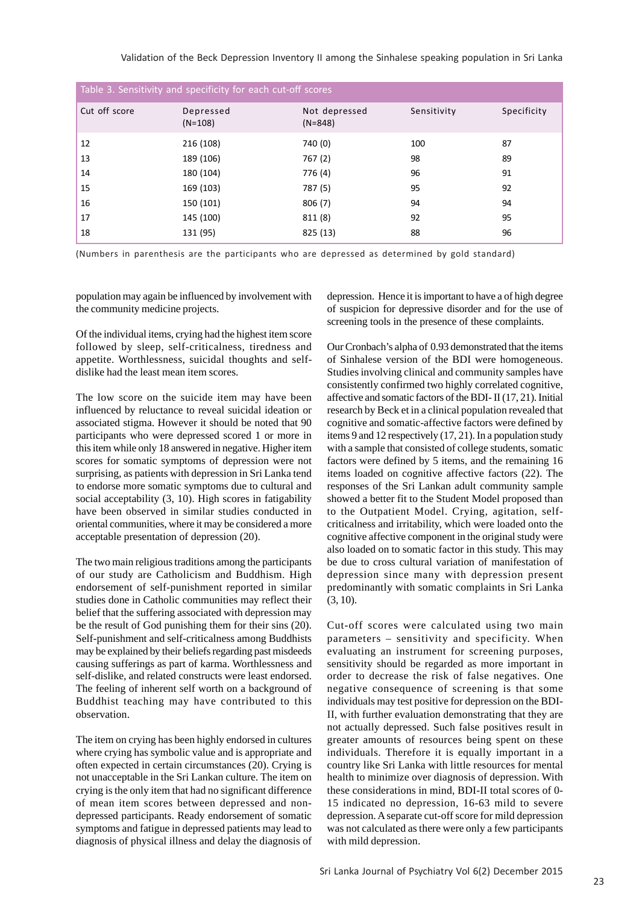Table 3. Sensitivity and specificity for each cut-off scores

| Cut off score | Depressed (N=108) | Not depressed (N=848) | Sensitivity | Specificity |
|---|---|---|---|---|
| 12 | 216 (108) | 740 (0) | 100 | 87 |
| 13 | 189 (106) | 767 (2) | 98 | 89 |
| 14 | 180 (104) | 776 (4) | 96 | 91 |
| 15 | 169 (103) | 787 (5) | 95 | 92 |
| 16 | 150 (101) | 806 (7) | 94 | 94 |
| 17 | 145 (100) | 811 (8) | 92 | 95 |
| 18 | 131 (95) | 825 (13) | 88 | 96 |

(Numbers in parenthesis are the participants who are depressed as determined by gold standard)

population may again be influenced by involvement with the community medicine projects.

Of the individual items, crying had the highest item score followed by sleep, self-criticalness, tiredness and appetite. Worthlessness, suicidal thoughts and self-dislike had the least mean item scores.

The low score on the suicide item may have been influenced by reluctance to reveal suicidal ideation or associated stigma. However it should be noted that 90 participants who were depressed scored 1 or more in this item while only 18 answered in negative. Higher item scores for somatic symptoms of depression were not surprising, as patients with depression in Sri Lanka tend to endorse more somatic symptoms due to cultural and social acceptability (3, 10). High scores in fatigability have been observed in similar studies conducted in oriental communities, where it may be considered a more acceptable presentation of depression (20).

The two main religious traditions among the participants of our study are Catholicism and Buddhism. High endorsement of self-punishment reported in similar studies done in Catholic communities may reflect their belief that the suffering associated with depression may be the result of God punishing them for their sins (20). Self-punishment and self-criticalness among Buddhists may be explained by their beliefs regarding past misdeeds causing sufferings as part of karma. Worthlessness and self-dislike, and related constructs were least endorsed. The feeling of inherent self worth on a background of Buddhist teaching may have contributed to this observation.

The item on crying has been highly endorsed in cultures where crying has symbolic value and is appropriate and often expected in certain circumstances (20). Crying is not unacceptable in the Sri Lankan culture. The item on crying is the only item that had no significant difference of mean item scores between depressed and non-depressed participants. Ready endorsement of somatic symptoms and fatigue in depressed patients may lead to diagnosis of physical illness and delay the diagnosis of depression. Hence it is important to have a of high degree of suspicion for depressive disorder and for the use of screening tools in the presence of these complaints.

Our Cronbach's alpha of 0.93 demonstrated that the items of Sinhalese version of the BDI were homogeneous. Studies involving clinical and community samples have consistently confirmed two highly correlated cognitive, affective and somatic factors of the BDI- II (17, 21). Initial research by Beck et in a clinical population revealed that cognitive and somatic-affective factors were defined by items 9 and 12 respectively (17, 21). In a population study with a sample that consisted of college students, somatic factors were defined by 5 items, and the remaining 16 items loaded on cognitive affective factors (22). The responses of the Sri Lankan adult community sample showed a better fit to the Student Model proposed than to the Outpatient Model. Crying, agitation, self-criticalness and irritability, which were loaded onto the cognitive affective component in the original study were also loaded on to somatic factor in this study. This may be due to cross cultural variation of manifestation of depression since many with depression present predominantly with somatic complaints in Sri Lanka (3, 10).

Cut-off scores were calculated using two main parameters – sensitivity and specificity. When evaluating an instrument for screening purposes, sensitivity should be regarded as more important in order to decrease the risk of false negatives. One negative consequence of screening is that some individuals may test positive for depression on the BDI-II, with further evaluation demonstrating that they are not actually depressed. Such false positives result in greater amounts of resources being spent on these individuals. Therefore it is equally important in a country like Sri Lanka with little resources for mental health to minimize over diagnosis of depression. With these considerations in mind, BDI-II total scores of 0-15 indicated no depression, 16-63 mild to severe depression. A separate cut-off score for mild depression was not calculated as there were only a few participants with mild depression.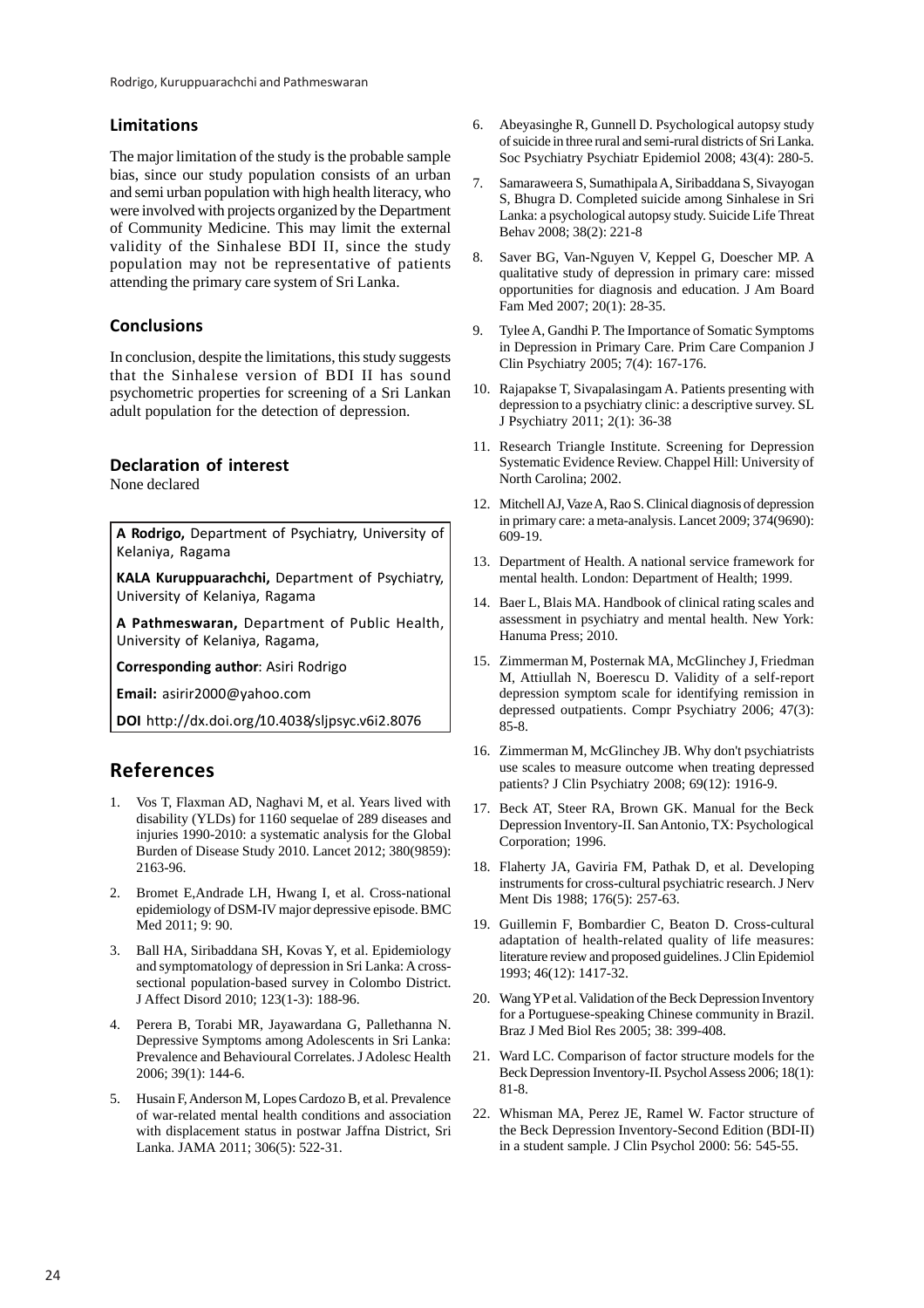## Limitations

The major limitation of the study is the probable sample bias, since our study population consists of an urban and semi urban population with high health literacy, who were involved with projects organized by the Department of Community Medicine. This may limit the external validity of the Sinhalese BDI II, since the study population may not be representative of patients attending the primary care system of Sri Lanka.

## Conclusions

In conclusion, despite the limitations, this study suggests that the Sinhalese version of BDI II has sound psychometric properties for screening of a Sri Lankan adult population for the detection of depression.

## Declaration of interest

None declared

**A Rodrigo,** Department of Psychiatry, University of Kelaniya, Ragama

**KALA Kuruppuarachchi,** Department of Psychiatry, University of Kelaniya, Ragama

**A Pathmeswaran,** Department of Public Health, University of Kelaniya, Ragama,

**Corresponding author**: Asiri Rodrigo

**Email:** asirir2000@yahoo.com

**DOI** http://dx.doi.org/10.4038/sljpsyc.v6i2.8076

# References

1. Vos T, Flaxman AD, Naghavi M, et al. Years lived with disability (YLDs) for 1160 sequelae of 289 diseases and injuries 1990-2010: a systematic analysis for the Global Burden of Disease Study 2010. Lancet 2012; 380(9859): 2163-96.
2. Bromet E,Andrade LH, Hwang I, et al. Cross-national epidemiology of DSM-IV major depressive episode. BMC Med 2011; 9: 90.
3. Ball HA, Siribaddana SH, Kovas Y, et al. Epidemiology and symptomatology of depression in Sri Lanka: A cross-sectional population-based survey in Colombo District. J Affect Disord 2010; 123(1-3): 188-96.
4. Perera B, Torabi MR, Jayawardana G, Pallethanna N. Depressive Symptoms among Adolescents in Sri Lanka: Prevalence and Behavioural Correlates. J Adolesc Health 2006; 39(1): 144-6.
5. Husain F, Anderson M, Lopes Cardozo B, et al. Prevalence of war-related mental health conditions and association with displacement status in postwar Jaffna District, Sri Lanka. JAMA 2011; 306(5): 522-31.
6. Abeyasinghe R, Gunnell D. Psychological autopsy study of suicide in three rural and semi-rural districts of Sri Lanka. Soc Psychiatry Psychiatr Epidemiol 2008; 43(4): 280-5.
7. Samaraweera S, Sumathipala A, Siribaddana S, Sivayogan S, Bhugra D. Completed suicide among Sinhalese in Sri Lanka: a psychological autopsy study. Suicide Life Threat Behav 2008; 38(2): 221-8
8. Saver BG, Van-Nguyen V, Keppel G, Doescher MP. A qualitative study of depression in primary care: missed opportunities for diagnosis and education. J Am Board Fam Med 2007; 20(1): 28-35.
9. Tylee A, Gandhi P. The Importance of Somatic Symptoms in Depression in Primary Care. Prim Care Companion J Clin Psychiatry 2005; 7(4): 167-176.
10. Rajapakse T, Sivapalasingam A. Patients presenting with depression to a psychiatry clinic: a descriptive survey. SL J Psychiatry 2011; 2(1): 36-38
11. Research Triangle Institute. Screening for Depression Systematic Evidence Review. Chappel Hill: University of North Carolina; 2002.
12. Mitchell AJ, Vaze A, Rao S. Clinical diagnosis of depression in primary care: a meta-analysis. Lancet 2009; 374(9690): 609-19.
13. Department of Health. A national service framework for mental health. London: Department of Health; 1999.
14. Baer L, Blais MA. Handbook of clinical rating scales and assessment in psychiatry and mental health. New York: Hanuma Press; 2010.
15. Zimmerman M, Posternak MA, McGlinchey J, Friedman M, Attiullah N, Boerescu D. Validity of a self-report depression symptom scale for identifying remission in depressed outpatients. Compr Psychiatry 2006; 47(3): 85-8.
16. Zimmerman M, McGlinchey JB. Why don't psychiatrists use scales to measure outcome when treating depressed patients? J Clin Psychiatry 2008; 69(12): 1916-9.
17. Beck AT, Steer RA, Brown GK. Manual for the Beck Depression Inventory-II. San Antonio, TX: Psychological Corporation; 1996.
18. Flaherty JA, Gaviria FM, Pathak D, et al. Developing instruments for cross-cultural psychiatric research. J Nerv Ment Dis 1988; 176(5): 257-63.
19. Guillemin F, Bombardier C, Beaton D. Cross-cultural adaptation of health-related quality of life measures: literature review and proposed guidelines. J Clin Epidemiol 1993; 46(12): 1417-32.
20. Wang YP et al. Validation of the Beck Depression Inventory for a Portuguese-speaking Chinese community in Brazil. Braz J Med Biol Res 2005; 38: 399-408.
21. Ward LC. Comparison of factor structure models for the Beck Depression Inventory-II. Psychol Assess 2006; 18(1): 81-8.
22. Whisman MA, Perez JE, Ramel W. Factor structure of the Beck Depression Inventory-Second Edition (BDI-II) in a student sample. J Clin Psychol 2000: 56: 545-55.